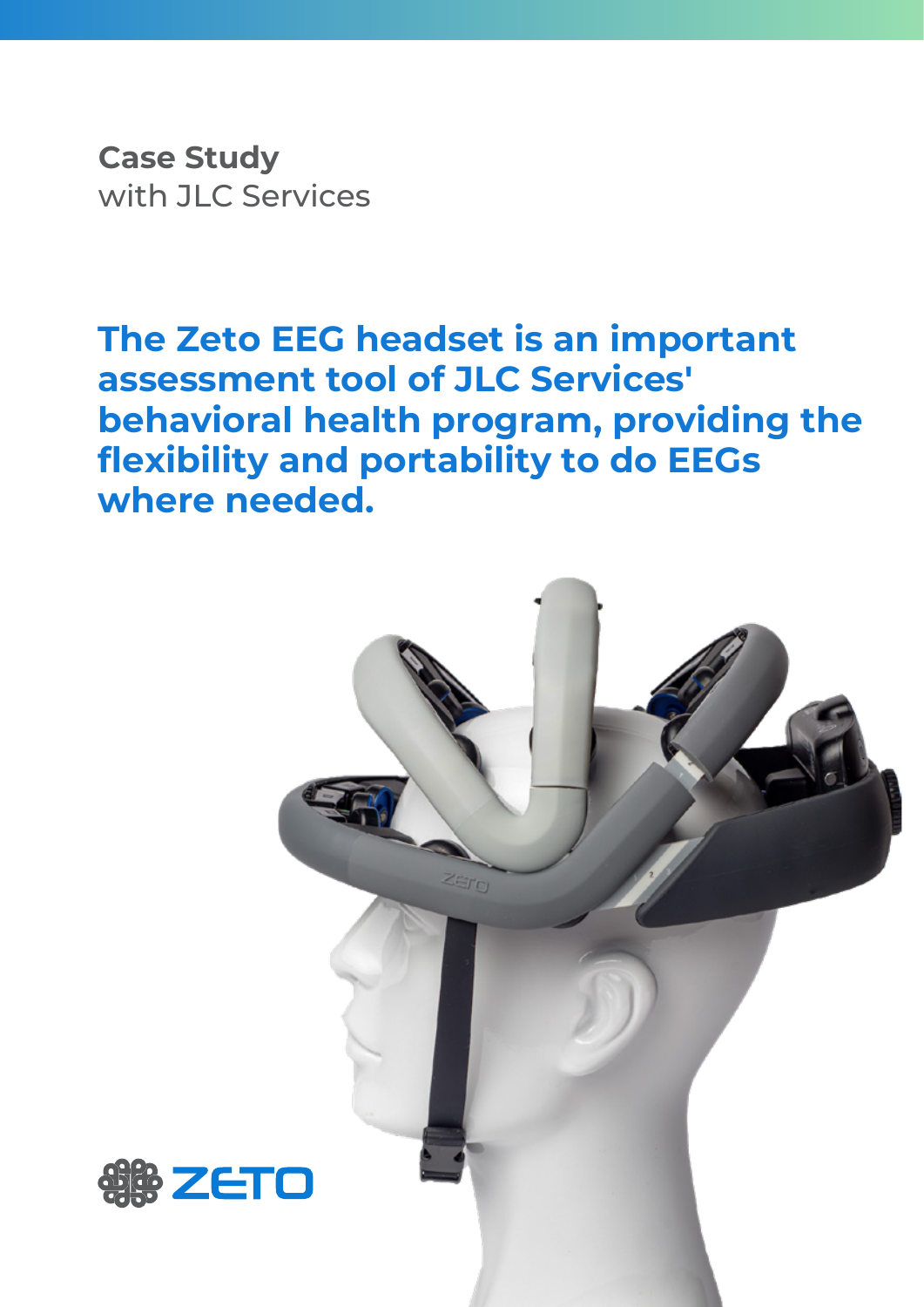**Case Study**
with JLC Services

# The Zeto EEG headset is an important assessment tool of JLC Services' behavioral health program, providing the flexibility and portability to do EEGs where needed.

ZETO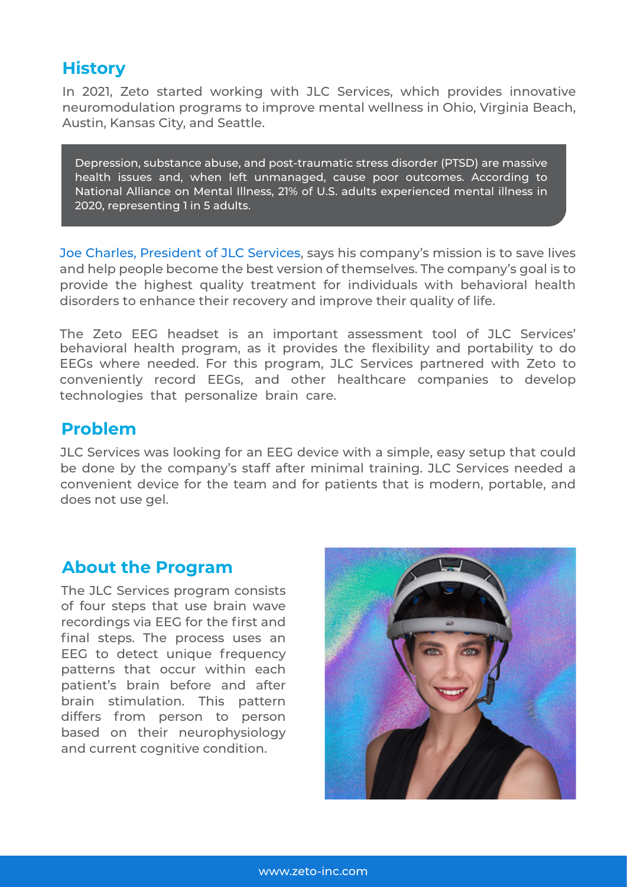## History

In 2021, Zeto started working with JLC Services, which provides innovative neuromodulation programs to improve mental wellness in Ohio, Virginia Beach, Austin, Kansas City, and Seattle.

> Depression, substance abuse, and post-traumatic stress disorder (PTSD) are massive health issues and, when left unmanaged, cause poor outcomes. According to National Alliance on Mental Illness, 21% of U.S. adults experienced mental illness in 2020, representing 1 in 5 adults.

Joe Charles, President of JLC Services, says his company's mission is to save lives and help people become the best version of themselves. The company's goal is to provide the highest quality treatment for individuals with behavioral health disorders to enhance their recovery and improve their quality of life.

The Zeto EEG headset is an important assessment tool of JLC Services' behavioral health program, as it provides the flexibility and portability to do EEGs where needed. For this program, JLC Services partnered with Zeto to conveniently record EEGs, and other healthcare companies to develop technologies that personalize brain care.

## Problem

JLC Services was looking for an EEG device with a simple, easy setup that could be done by the company's staff after minimal training. JLC Services needed a convenient device for the team and for patients that is modern, portable, and does not use gel.

## About the Program

The JLC Services program consists of four steps that use brain wave recordings via EEG for the first and final steps. The process uses an EEG to detect unique frequency patterns that occur within each patient's brain before and after brain stimulation. This pattern differs from person to person based on their neurophysiology and current cognitive condition.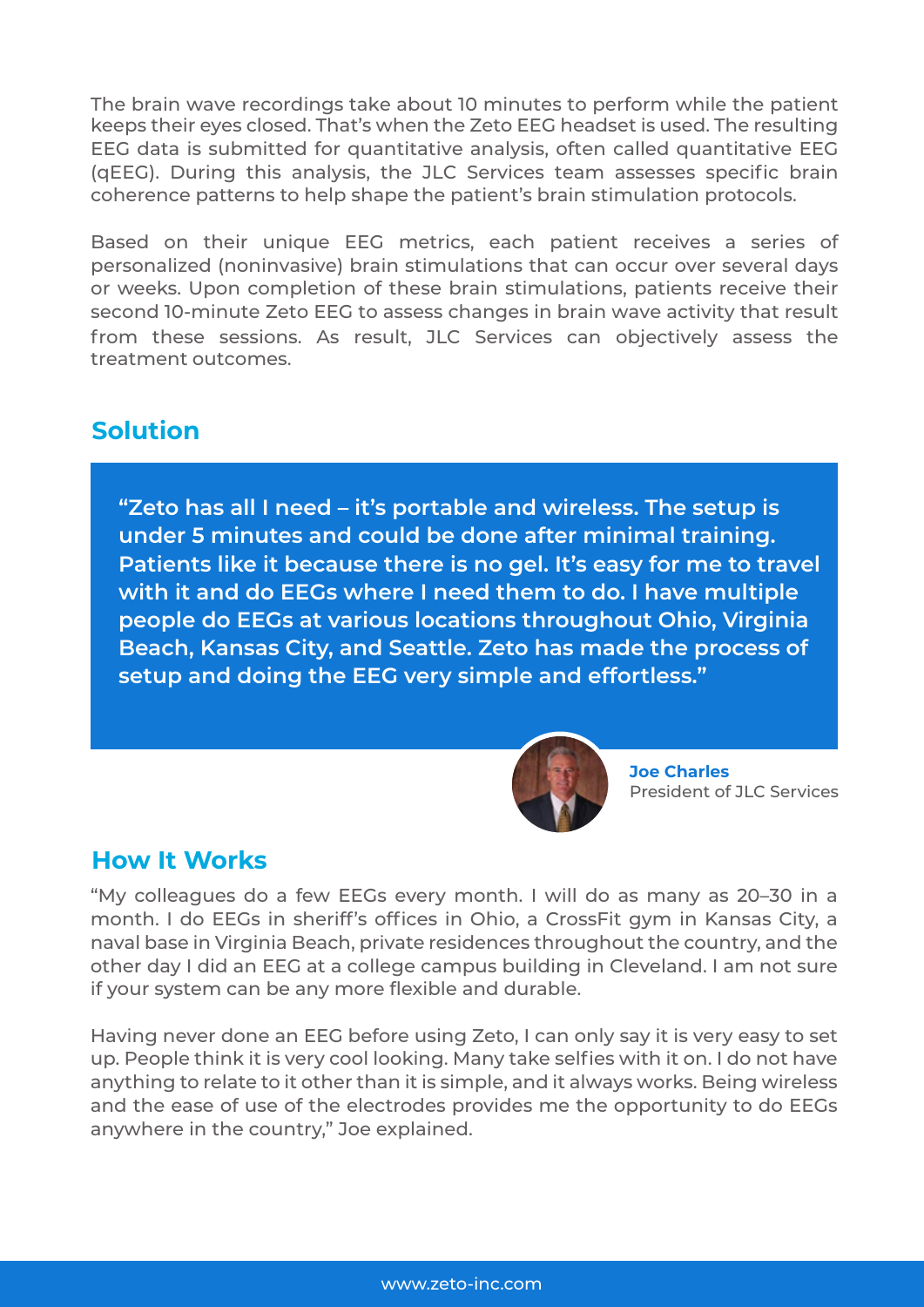The brain wave recordings take about 10 minutes to perform while the patient keeps their eyes closed. That's when the Zeto EEG headset is used. The resulting EEG data is submitted for quantitative analysis, often called quantitative EEG (qEEG). During this analysis, the JLC Services team assesses specific brain coherence patterns to help shape the patient's brain stimulation protocols.

Based on their unique EEG metrics, each patient receives a series of personalized (noninvasive) brain stimulations that can occur over several days or weeks. Upon completion of these brain stimulations, patients receive their second 10-minute Zeto EEG to assess changes in brain wave activity that result from these sessions. As result, JLC Services can objectively assess the treatment outcomes.

## Solution

> **"Zeto has all I need – it's portable and wireless. The setup is under 5 minutes and could be done after minimal training. Patients like it because there is no gel. It's easy for me to travel with it and do EEGs where I need them to do. I have multiple people do EEGs at various locations throughout Ohio, Virginia Beach, Kansas City, and Seattle. Zeto has made the process of setup and doing the EEG very simple and effortless."**

**Joe Charles**
President of JLC Services

## How It Works

"My colleagues do a few EEGs every month. I will do as many as 20–30 in a month. I do EEGs in sheriff's offices in Ohio, a CrossFit gym in Kansas City, a naval base in Virginia Beach, private residences throughout the country, and the other day I did an EEG at a college campus building in Cleveland. I am not sure if your system can be any more flexible and durable.

Having never done an EEG before using Zeto, I can only say it is very easy to set up. People think it is very cool looking. Many take selfies with it on. I do not have anything to relate to it other than it is simple, and it always works. Being wireless and the ease of use of the electrodes provides me the opportunity to do EEGs anywhere in the country," Joe explained.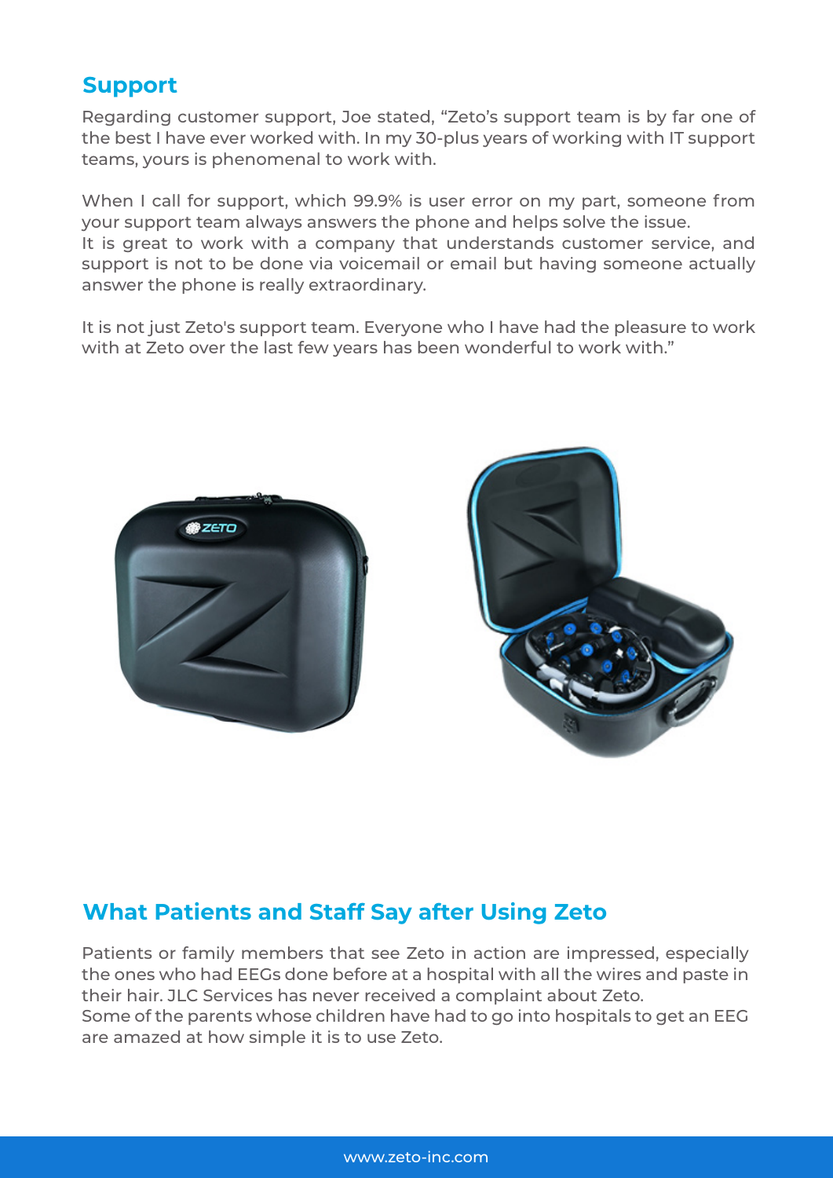## Support

Regarding customer support, Joe stated, “Zeto’s support team is by far one of the best I have ever worked with. In my 30-plus years of working with IT support teams, yours is phenomenal to work with.

When I call for support, which 99.9% is user error on my part, someone from your support team always answers the phone and helps solve the issue.
It is great to work with a company that understands customer service, and support is not to be done via voicemail or email but having someone actually answer the phone is really extraordinary.

It is not just Zeto's support team. Everyone who I have had the pleasure to work with at Zeto over the last few years has been wonderful to work with.”

## What Patients and Staff Say after Using Zeto

Patients or family members that see Zeto in action are impressed, especially the ones who had EEGs done before at a hospital with all the wires and paste in their hair. JLC Services has never received a complaint about Zeto.
Some of the parents whose children have had to go into hospitals to get an EEG are amazed at how simple it is to use Zeto.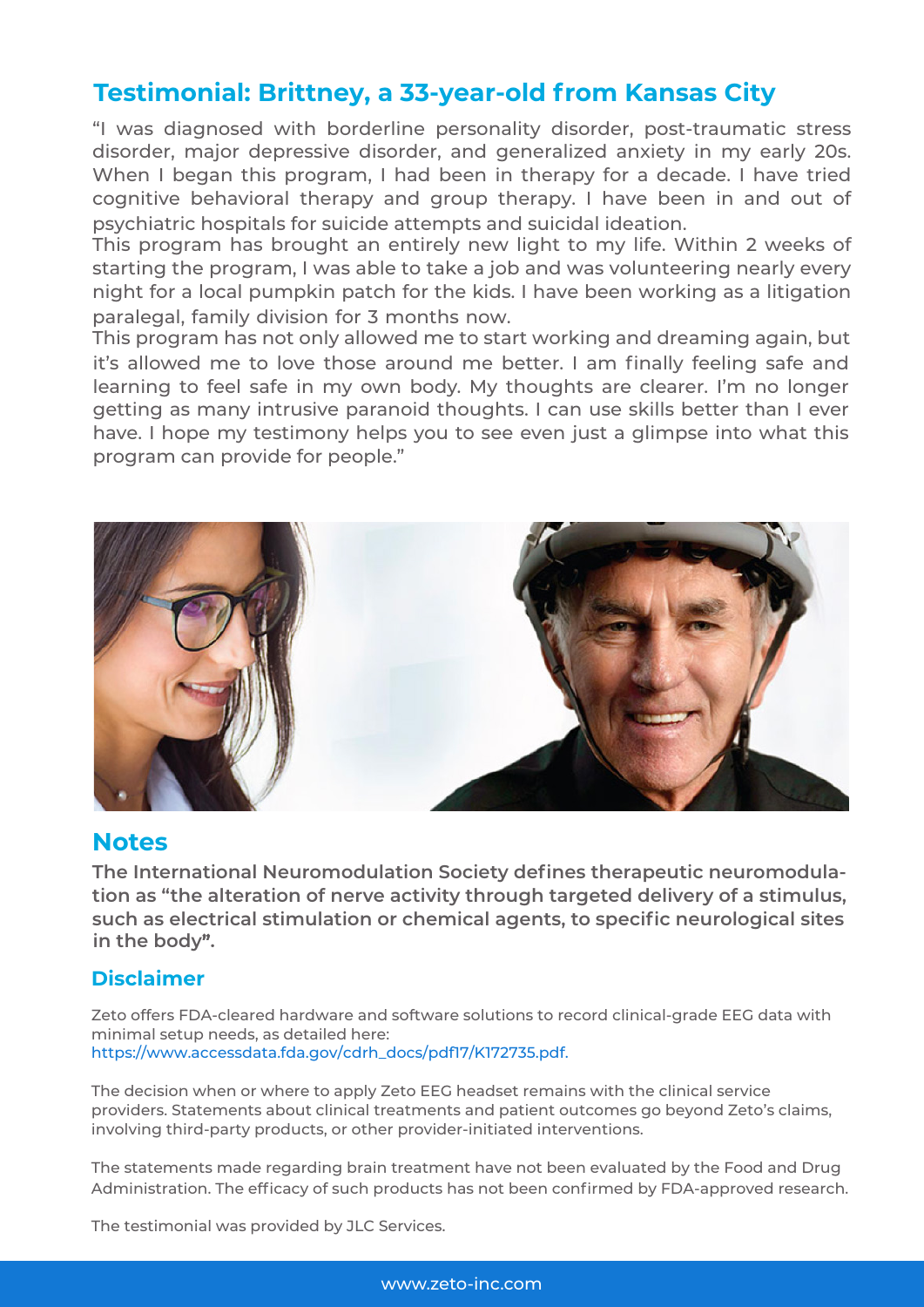## Testimonial: Brittney, a 33-year-old from Kansas City

"I was diagnosed with borderline personality disorder, post-traumatic stress disorder, major depressive disorder, and generalized anxiety in my early 20s. When I began this program, I had been in therapy for a decade. I have tried cognitive behavioral therapy and group therapy. I have been in and out of psychiatric hospitals for suicide attempts and suicidal ideation.

This program has brought an entirely new light to my life. Within 2 weeks of starting the program, I was able to take a job and was volunteering nearly every night for a local pumpkin patch for the kids. I have been working as a litigation paralegal, family division for 3 months now.

This program has not only allowed me to start working and dreaming again, but it's allowed me to love those around me better. I am finally feeling safe and learning to feel safe in my own body. My thoughts are clearer. I'm no longer getting as many intrusive paranoid thoughts. I can use skills better than I ever have. I hope my testimony helps you to see even just a glimpse into what this program can provide for people."

## Notes

**The International Neuromodulation Society defines therapeutic neuromodulation as "the alteration of nerve activity through targeted delivery of a stimulus, such as electrical stimulation or chemical agents, to specific neurological sites in the body".**

### Disclaimer

Zeto offers FDA-cleared hardware and software solutions to record clinical-grade EEG data with minimal setup needs, as detailed here: https://www.accessdata.fda.gov/cdrh_docs/pdf17/K172735.pdf.

The decision when or where to apply Zeto EEG headset remains with the clinical service providers. Statements about clinical treatments and patient outcomes go beyond Zeto's claims, involving third-party products, or other provider-initiated interventions.

The statements made regarding brain treatment have not been evaluated by the Food and Drug Administration. The efficacy of such products has not been confirmed by FDA-approved research.

The testimonial was provided by JLC Services.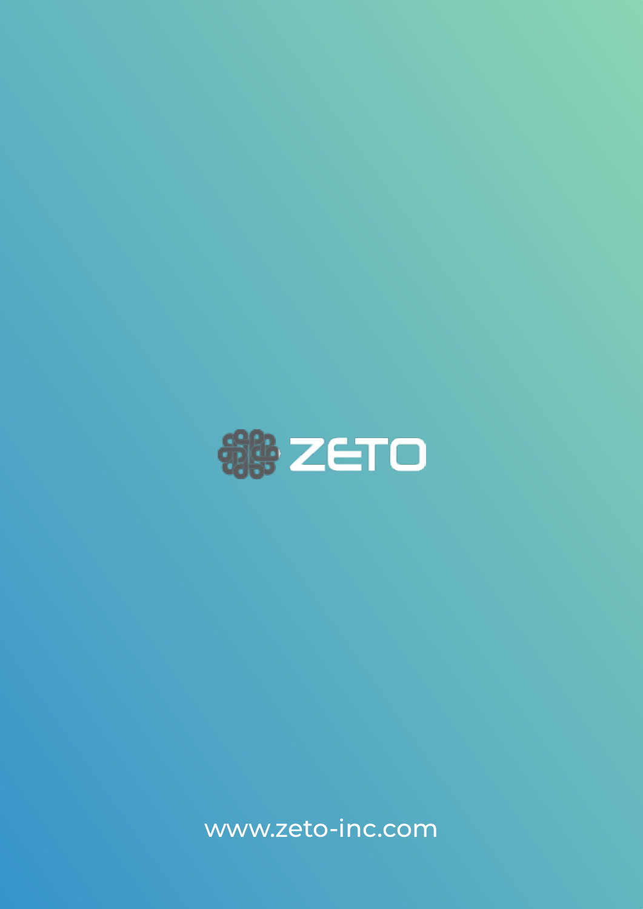ZETO

www.zeto-inc.com